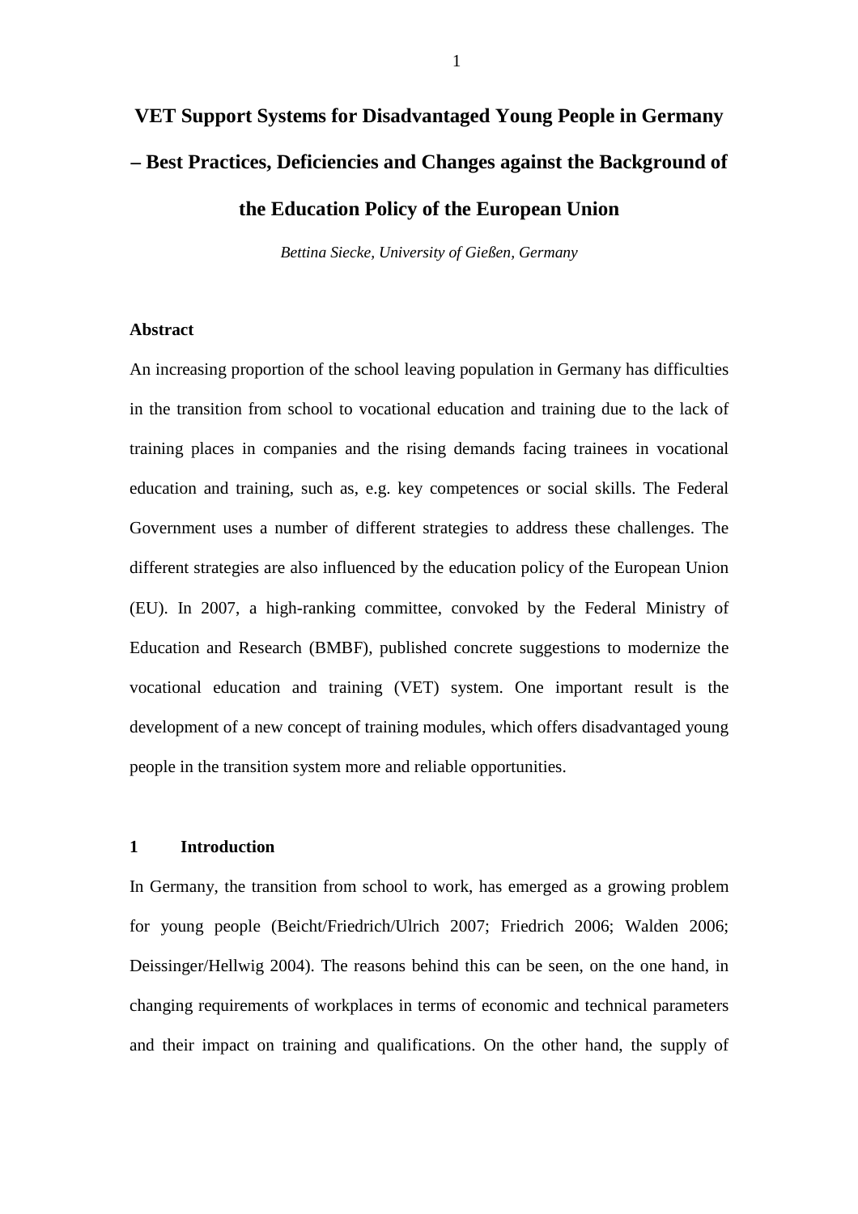# VET Support Systems for Disadvantaged Young People in Germany – Best Practices, Deficiencies and Changes against the Background of the Education Policy of the European Union

*Bettina Siecke, University of Gießen, Germany*

## Abstract

An increasing proportion of the school leaving population in Germany has difficulties in the transition from school to vocational education and training due to the lack of training places in companies and the rising demands facing trainees in vocational education and training, such as, e.g. key competences or social skills. The Federal Government uses a number of different strategies to address these challenges. The different strategies are also influenced by the education policy of the European Union (EU). In 2007, a high-ranking committee, convoked by the Federal Ministry of Education and Research (BMBF), published concrete suggestions to modernize the vocational education and training (VET) system. One important result is the development of a new concept of training modules, which offers disadvantaged young people in the transition system more and reliable opportunities.

## 1 Introduction

In Germany, the transition from school to work, has emerged as a growing problem for young people (Beicht/Friedrich/Ulrich 2007; Friedrich 2006; Walden 2006; Deissinger/Hellwig 2004). The reasons behind this can be seen, on the one hand, in changing requirements of workplaces in terms of economic and technical parameters and their impact on training and qualifications. On the other hand, the supply of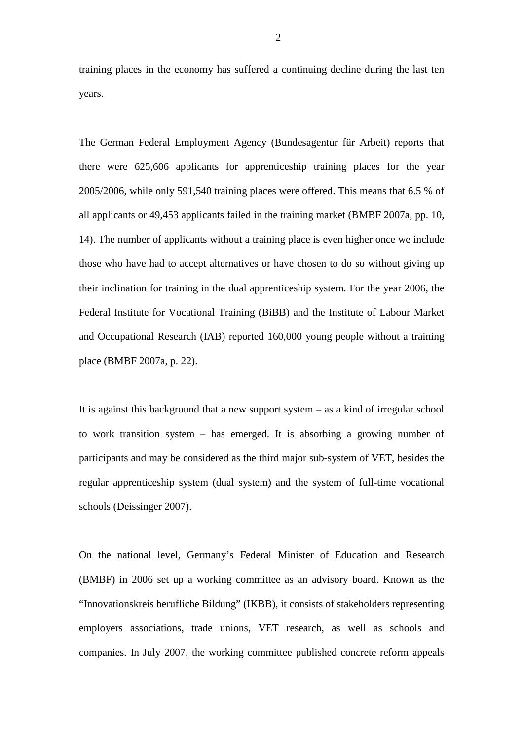training places in the economy has suffered a continuing decline during the last ten years.

The German Federal Employment Agency (Bundesagentur für Arbeit) reports that there were 625,606 applicants for apprenticeship training places for the year 2005/2006, while only 591,540 training places were offered. This means that 6.5 % of all applicants or 49,453 applicants failed in the training market (BMBF 2007a, pp. 10, 14). The number of applicants without a training place is even higher once we include those who have had to accept alternatives or have chosen to do so without giving up their inclination for training in the dual apprenticeship system. For the year 2006, the Federal Institute for Vocational Training (BiBB) and the Institute of Labour Market and Occupational Research (IAB) reported 160,000 young people without a training place (BMBF 2007a, p. 22).

It is against this background that a new support system – as a kind of irregular school to work transition system – has emerged. It is absorbing a growing number of participants and may be considered as the third major sub-system of VET, besides the regular apprenticeship system (dual system) and the system of full-time vocational schools (Deissinger 2007).

On the national level, Germany's Federal Minister of Education and Research (BMBF) in 2006 set up a working committee as an advisory board. Known as the "Innovationskreis berufliche Bildung" (IKBB), it consists of stakeholders representing employers associations, trade unions, VET research, as well as schools and companies. In July 2007, the working committee published concrete reform appeals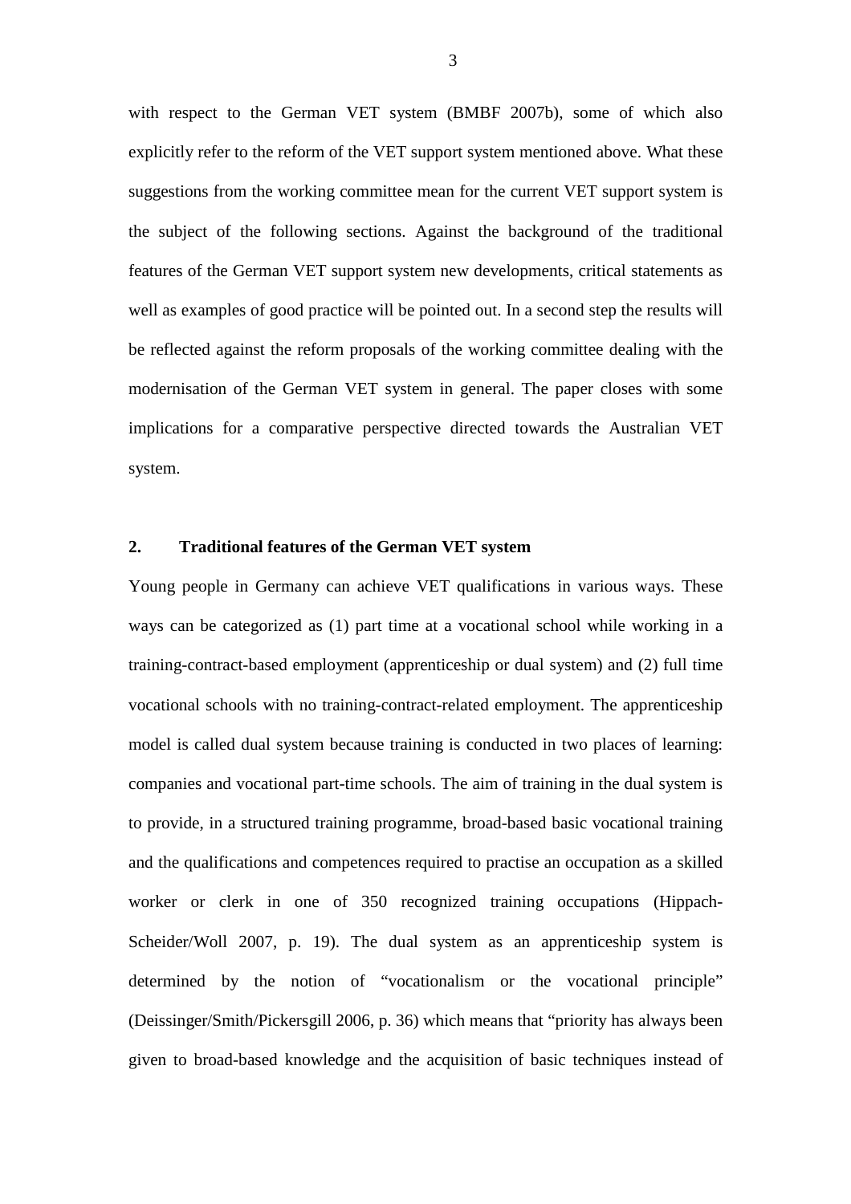with respect to the German VET system (BMBF 2007b), some of which also explicitly refer to the reform of the VET support system mentioned above. What these suggestions from the working committee mean for the current VET support system is the subject of the following sections. Against the background of the traditional features of the German VET support system new developments, critical statements as well as examples of good practice will be pointed out. In a second step the results will be reflected against the reform proposals of the working committee dealing with the modernisation of the German VET system in general. The paper closes with some implications for a comparative perspective directed towards the Australian VET system.

## 2. Traditional features of the German VET system

Young people in Germany can achieve VET qualifications in various ways. These ways can be categorized as (1) part time at a vocational school while working in a training-contract-based employment (apprenticeship or dual system) and (2) full time vocational schools with no training-contract-related employment. The apprenticeship model is called dual system because training is conducted in two places of learning: companies and vocational part-time schools. The aim of training in the dual system is to provide, in a structured training programme, broad-based basic vocational training and the qualifications and competences required to practise an occupation as a skilled worker or clerk in one of 350 recognized training occupations (Hippach-Scheider/Woll 2007, p. 19). The dual system as an apprenticeship system is determined by the notion of "vocationalism or the vocational principle" (Deissinger/Smith/Pickersgill 2006, p. 36) which means that "priority has always been given to broad-based knowledge and the acquisition of basic techniques instead of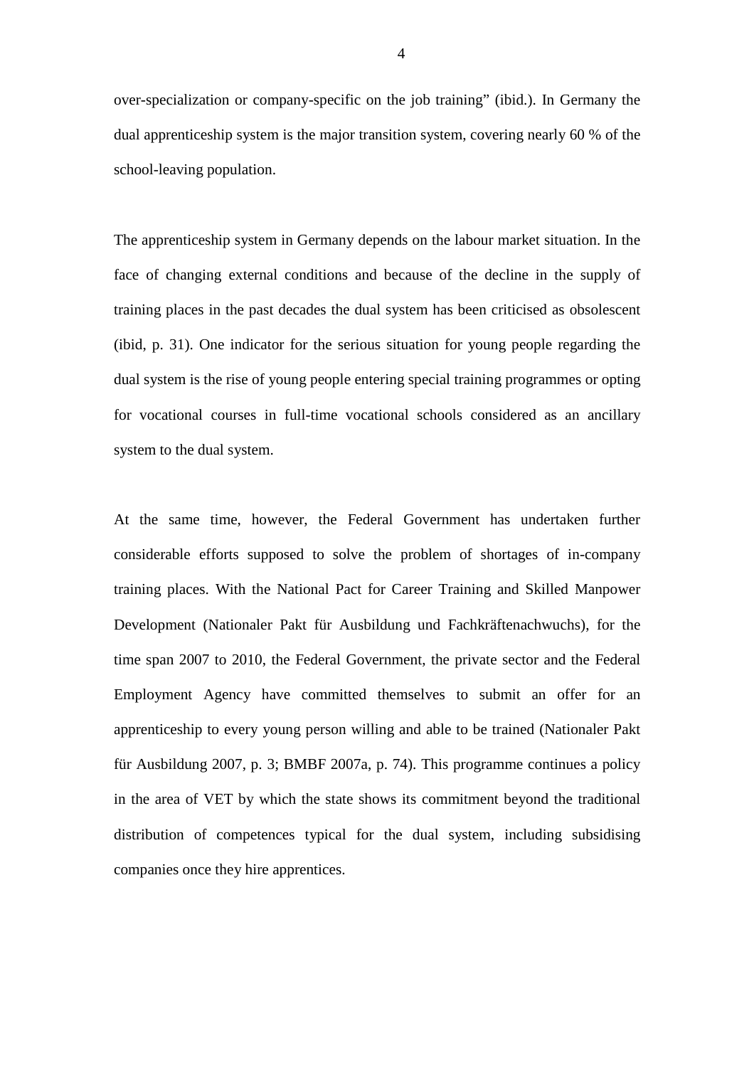over-specialization or company-specific on the job training" (ibid.). In Germany the dual apprenticeship system is the major transition system, covering nearly 60 % of the school-leaving population.

The apprenticeship system in Germany depends on the labour market situation. In the face of changing external conditions and because of the decline in the supply of training places in the past decades the dual system has been criticised as obsolescent (ibid, p. 31). One indicator for the serious situation for young people regarding the dual system is the rise of young people entering special training programmes or opting for vocational courses in full-time vocational schools considered as an ancillary system to the dual system.

At the same time, however, the Federal Government has undertaken further considerable efforts supposed to solve the problem of shortages of in-company training places. With the National Pact for Career Training and Skilled Manpower Development (Nationaler Pakt für Ausbildung und Fachkräftenachwuchs), for the time span 2007 to 2010, the Federal Government, the private sector and the Federal Employment Agency have committed themselves to submit an offer for an apprenticeship to every young person willing and able to be trained (Nationaler Pakt für Ausbildung 2007, p. 3; BMBF 2007a, p. 74). This programme continues a policy in the area of VET by which the state shows its commitment beyond the traditional distribution of competences typical for the dual system, including subsidising companies once they hire apprentices.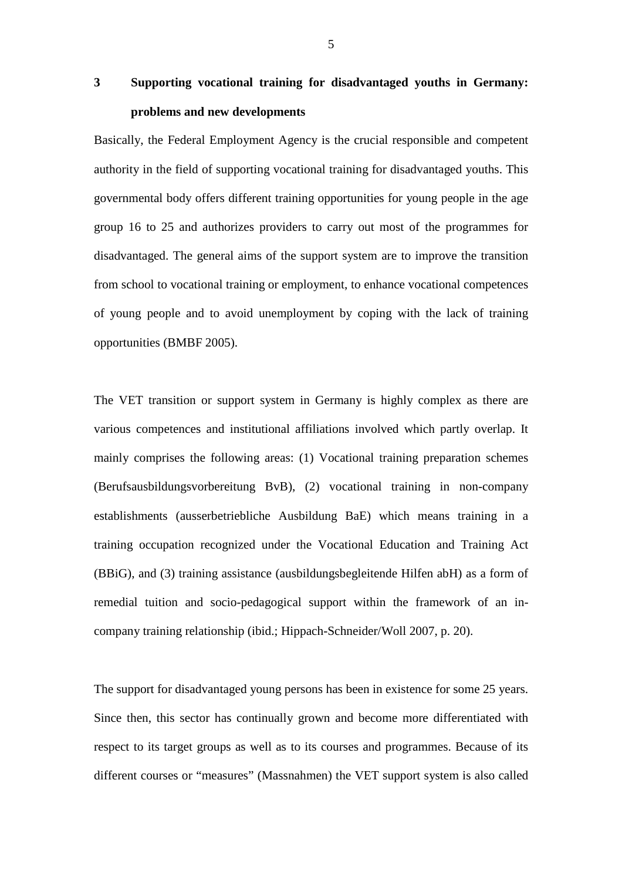## 3 Supporting vocational training for disadvantaged youths in Germany: problems and new developments

Basically, the Federal Employment Agency is the crucial responsible and competent authority in the field of supporting vocational training for disadvantaged youths. This governmental body offers different training opportunities for young people in the age group 16 to 25 and authorizes providers to carry out most of the programmes for disadvantaged. The general aims of the support system are to improve the transition from school to vocational training or employment, to enhance vocational competences of young people and to avoid unemployment by coping with the lack of training opportunities (BMBF 2005).

The VET transition or support system in Germany is highly complex as there are various competences and institutional affiliations involved which partly overlap. It mainly comprises the following areas: (1) Vocational training preparation schemes (Berufsausbildungsvorbereitung BvB), (2) vocational training in non-company establishments (ausserbetriebliche Ausbildung BaE) which means training in a training occupation recognized under the Vocational Education and Training Act (BBiG), and (3) training assistance (ausbildungsbegleitende Hilfen abH) as a form of remedial tuition and socio-pedagogical support within the framework of an in-company training relationship (ibid.; Hippach-Schneider/Woll 2007, p. 20).

The support for disadvantaged young persons has been in existence for some 25 years. Since then, this sector has continually grown and become more differentiated with respect to its target groups as well as to its courses and programmes. Because of its different courses or "measures" (Massnahmen) the VET support system is also called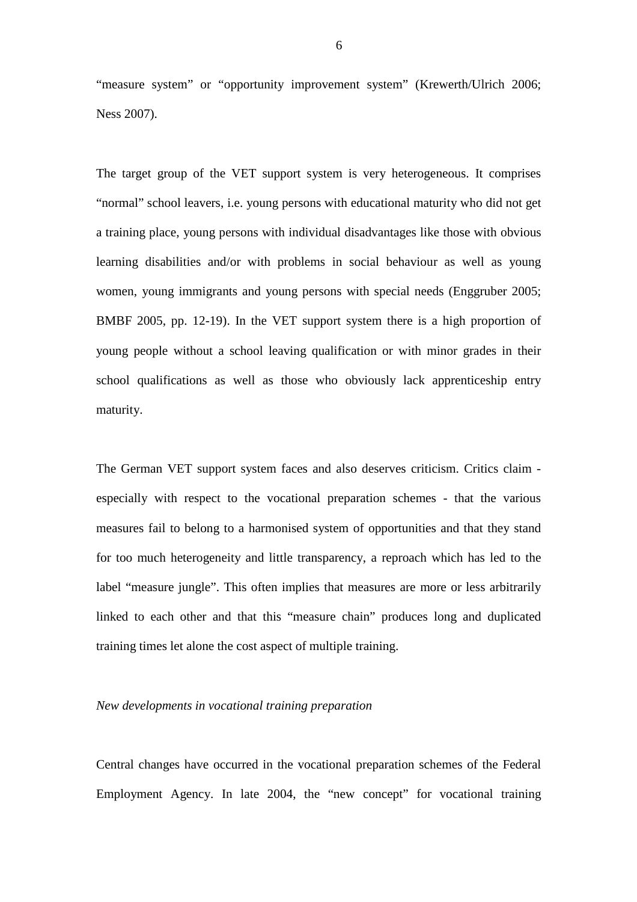“measure system” or “opportunity improvement system” (Krewerth/Ulrich 2006; Ness 2007).

The target group of the VET support system is very heterogeneous. It comprises “normal” school leavers, i.e. young persons with educational maturity who did not get a training place, young persons with individual disadvantages like those with obvious learning disabilities and/or with problems in social behaviour as well as young women, young immigrants and young persons with special needs (Enggruber 2005; BMBF 2005, pp. 12-19). In the VET support system there is a high proportion of young people without a school leaving qualification or with minor grades in their school qualifications as well as those who obviously lack apprenticeship entry maturity.

The German VET support system faces and also deserves criticism. Critics claim - especially with respect to the vocational preparation schemes - that the various measures fail to belong to a harmonised system of opportunities and that they stand for too much heterogeneity and little transparency, a reproach which has led to the label “measure jungle”. This often implies that measures are more or less arbitrarily linked to each other and that this “measure chain” produces long and duplicated training times let alone the cost aspect of multiple training.

*New developments in vocational training preparation*

Central changes have occurred in the vocational preparation schemes of the Federal Employment Agency. In late 2004, the “new concept” for vocational training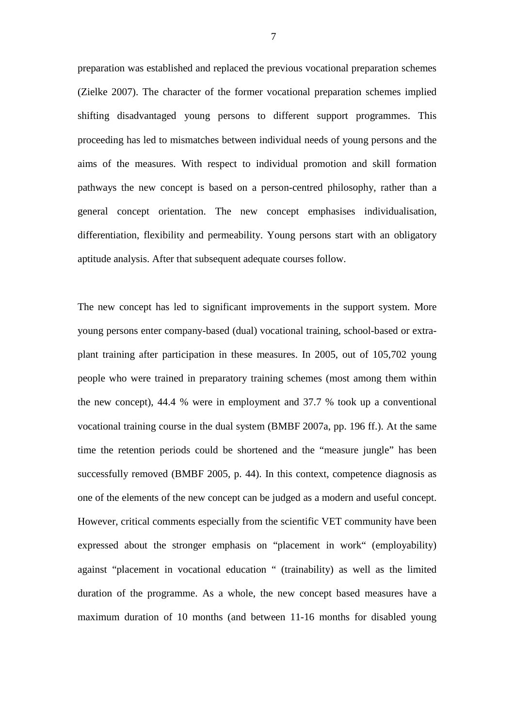preparation was established and replaced the previous vocational preparation schemes (Zielke 2007). The character of the former vocational preparation schemes implied shifting disadvantaged young persons to different support programmes. This proceeding has led to mismatches between individual needs of young persons and the aims of the measures. With respect to individual promotion and skill formation pathways the new concept is based on a person-centred philosophy, rather than a general concept orientation. The new concept emphasises individualisation, differentiation, flexibility and permeability. Young persons start with an obligatory aptitude analysis. After that subsequent adequate courses follow.

The new concept has led to significant improvements in the support system. More young persons enter company-based (dual) vocational training, school-based or extra-plant training after participation in these measures. In 2005, out of 105,702 young people who were trained in preparatory training schemes (most among them within the new concept), 44.4 % were in employment and 37.7 % took up a conventional vocational training course in the dual system (BMBF 2007a, pp. 196 ff.). At the same time the retention periods could be shortened and the "measure jungle" has been successfully removed (BMBF 2005, p. 44). In this context, competence diagnosis as one of the elements of the new concept can be judged as a modern and useful concept. However, critical comments especially from the scientific VET community have been expressed about the stronger emphasis on "placement in work" (employability) against "placement in vocational education " (trainability) as well as the limited duration of the programme. As a whole, the new concept based measures have a maximum duration of 10 months (and between 11-16 months for disabled young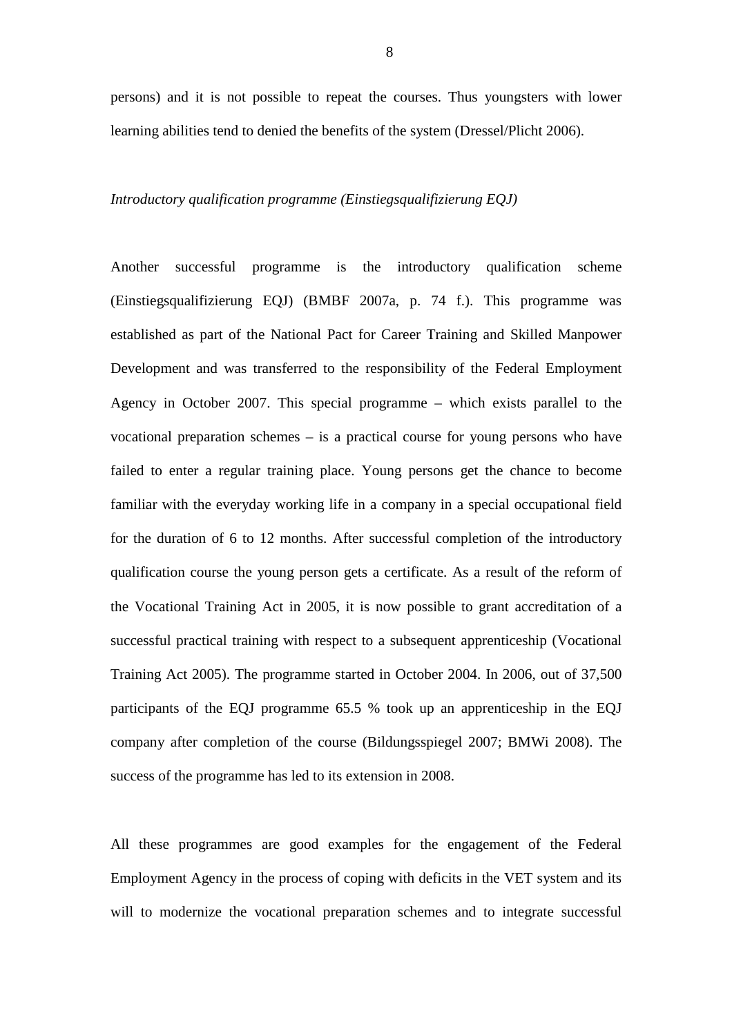persons) and it is not possible to repeat the courses. Thus youngsters with lower learning abilities tend to denied the benefits of the system (Dressel/Plicht 2006).

*Introductory qualification programme (Einstiegsqualifizierung EQJ)*

Another successful programme is the introductory qualification scheme (Einstiegsqualifizierung EQJ) (BMBF 2007a, p. 74 f.). This programme was established as part of the National Pact for Career Training and Skilled Manpower Development and was transferred to the responsibility of the Federal Employment Agency in October 2007. This special programme – which exists parallel to the vocational preparation schemes – is a practical course for young persons who have failed to enter a regular training place. Young persons get the chance to become familiar with the everyday working life in a company in a special occupational field for the duration of 6 to 12 months. After successful completion of the introductory qualification course the young person gets a certificate. As a result of the reform of the Vocational Training Act in 2005, it is now possible to grant accreditation of a successful practical training with respect to a subsequent apprenticeship (Vocational Training Act 2005). The programme started in October 2004. In 2006, out of 37,500 participants of the EQJ programme 65.5 % took up an apprenticeship in the EQJ company after completion of the course (Bildungsspiegel 2007; BMWi 2008). The success of the programme has led to its extension in 2008.

All these programmes are good examples for the engagement of the Federal Employment Agency in the process of coping with deficits in the VET system and its will to modernize the vocational preparation schemes and to integrate successful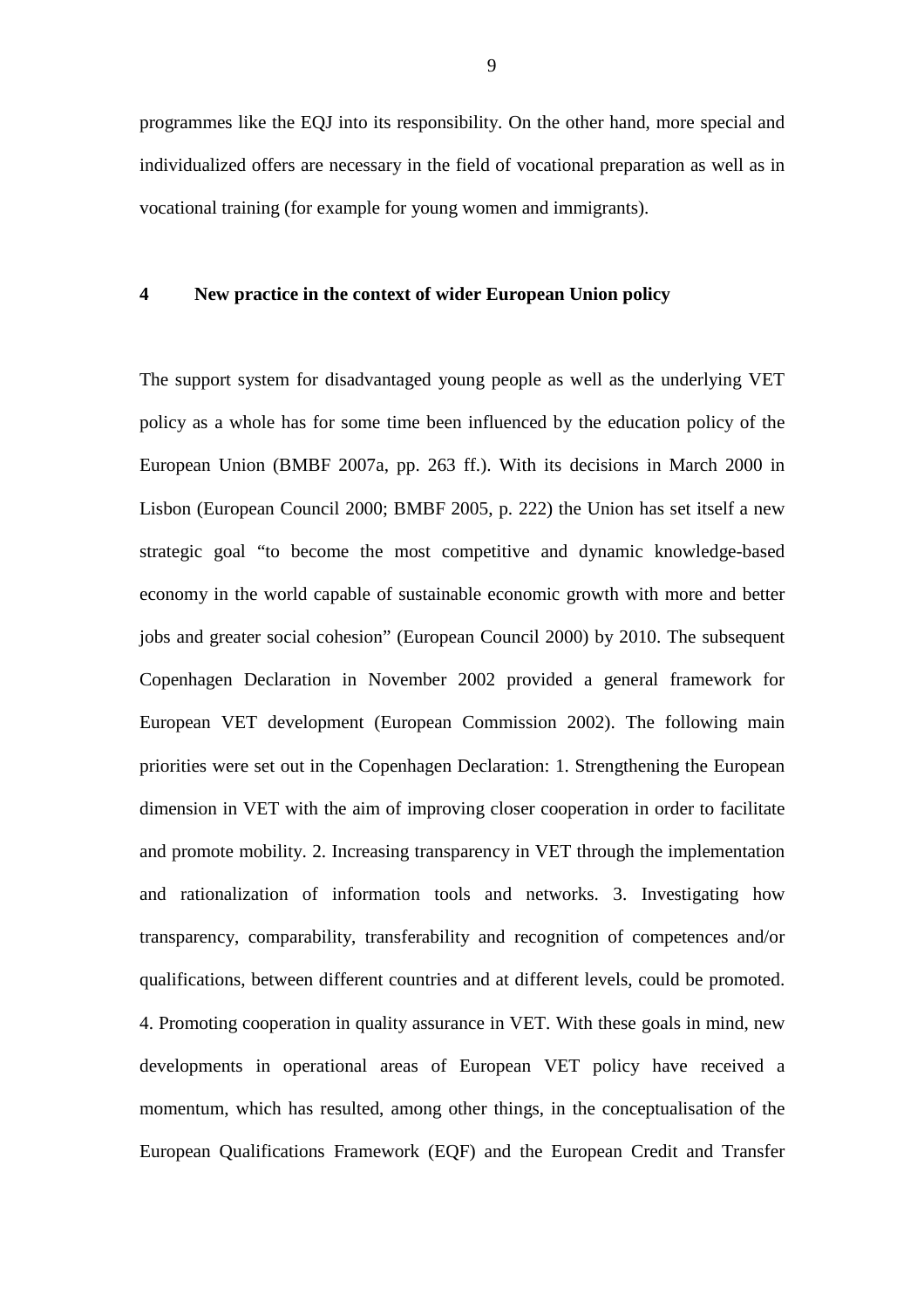programmes like the EQJ into its responsibility. On the other hand, more special and individualized offers are necessary in the field of vocational preparation as well as in vocational training (for example for young women and immigrants).

## 4 New practice in the context of wider European Union policy

The support system for disadvantaged young people as well as the underlying VET policy as a whole has for some time been influenced by the education policy of the European Union (BMBF 2007a, pp. 263 ff.). With its decisions in March 2000 in Lisbon (European Council 2000; BMBF 2005, p. 222) the Union has set itself a new strategic goal "to become the most competitive and dynamic knowledge-based economy in the world capable of sustainable economic growth with more and better jobs and greater social cohesion" (European Council 2000) by 2010. The subsequent Copenhagen Declaration in November 2002 provided a general framework for European VET development (European Commission 2002). The following main priorities were set out in the Copenhagen Declaration: 1. Strengthening the European dimension in VET with the aim of improving closer cooperation in order to facilitate and promote mobility. 2. Increasing transparency in VET through the implementation and rationalization of information tools and networks. 3. Investigating how transparency, comparability, transferability and recognition of competences and/or qualifications, between different countries and at different levels, could be promoted. 4. Promoting cooperation in quality assurance in VET. With these goals in mind, new developments in operational areas of European VET policy have received a momentum, which has resulted, among other things, in the conceptualisation of the European Qualifications Framework (EQF) and the European Credit and Transfer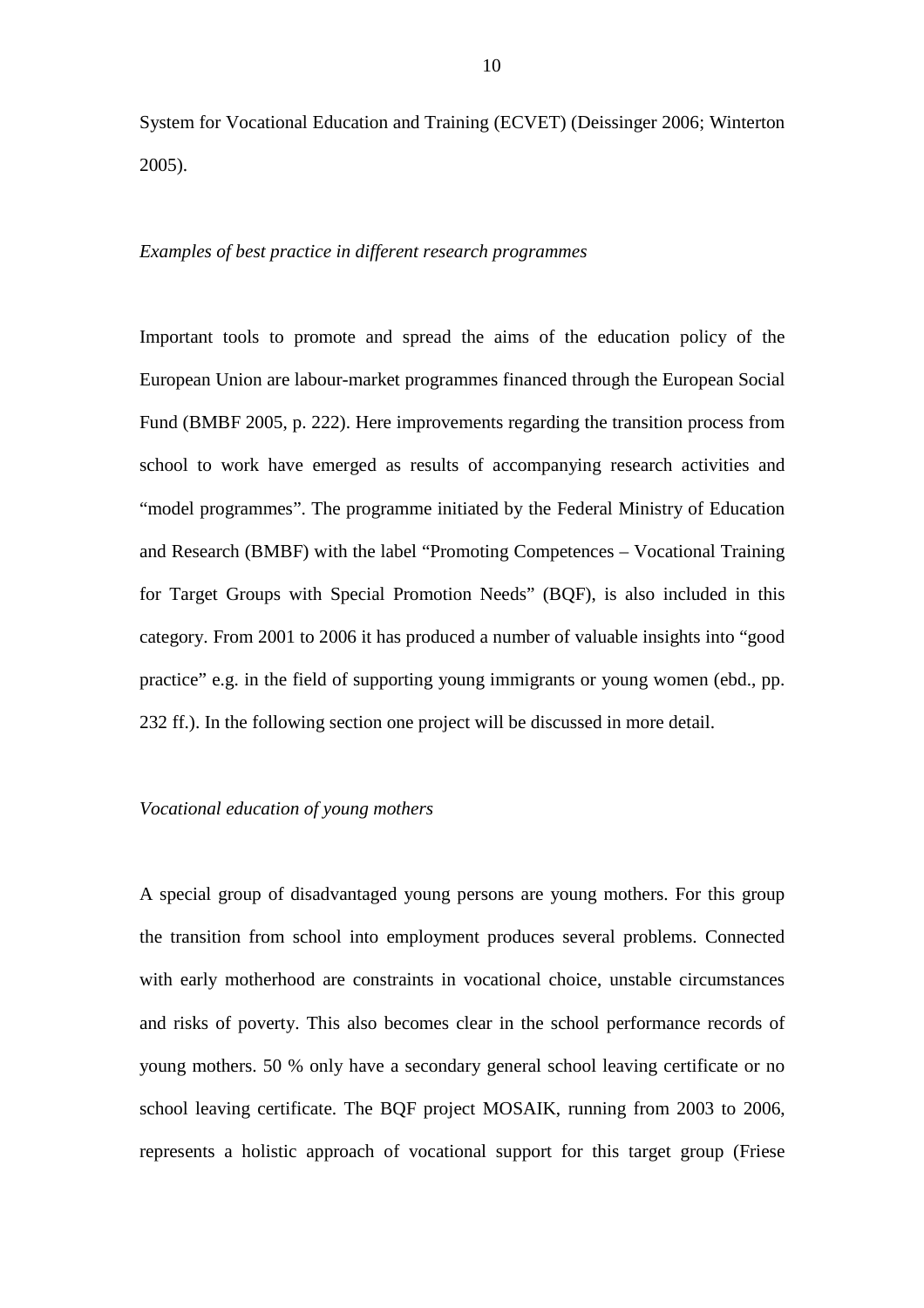System for Vocational Education and Training (ECVET) (Deissinger 2006; Winterton 2005).

*Examples of best practice in different research programmes*

Important tools to promote and spread the aims of the education policy of the European Union are labour-market programmes financed through the European Social Fund (BMBF 2005, p. 222). Here improvements regarding the transition process from school to work have emerged as results of accompanying research activities and "model programmes". The programme initiated by the Federal Ministry of Education and Research (BMBF) with the label "Promoting Competences – Vocational Training for Target Groups with Special Promotion Needs" (BQF), is also included in this category. From 2001 to 2006 it has produced a number of valuable insights into "good practice" e.g. in the field of supporting young immigrants or young women (ebd., pp. 232 ff.). In the following section one project will be discussed in more detail.

*Vocational education of young mothers*

A special group of disadvantaged young persons are young mothers. For this group the transition from school into employment produces several problems. Connected with early motherhood are constraints in vocational choice, unstable circumstances and risks of poverty. This also becomes clear in the school performance records of young mothers. 50 % only have a secondary general school leaving certificate or no school leaving certificate. The BQF project MOSAIK, running from 2003 to 2006, represents a holistic approach of vocational support for this target group (Friese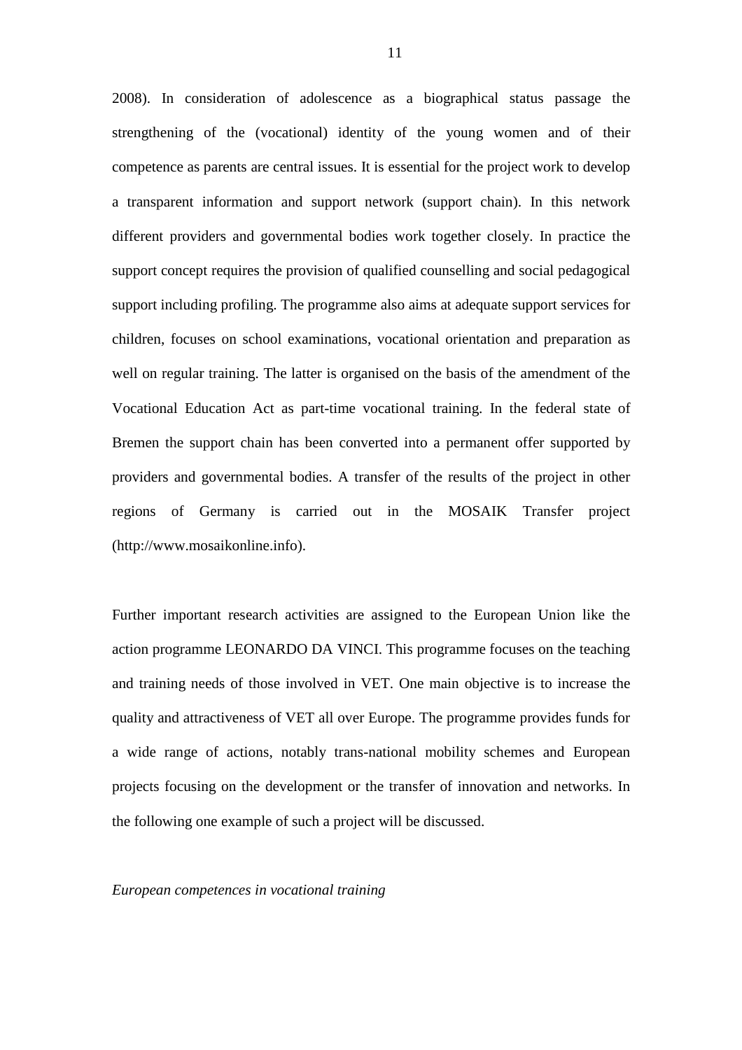2008). In consideration of adolescence as a biographical status passage the strengthening of the (vocational) identity of the young women and of their competence as parents are central issues. It is essential for the project work to develop a transparent information and support network (support chain). In this network different providers and governmental bodies work together closely. In practice the support concept requires the provision of qualified counselling and social pedagogical support including profiling. The programme also aims at adequate support services for children, focuses on school examinations, vocational orientation and preparation as well on regular training. The latter is organised on the basis of the amendment of the Vocational Education Act as part-time vocational training. In the federal state of Bremen the support chain has been converted into a permanent offer supported by providers and governmental bodies. A transfer of the results of the project in other regions of Germany is carried out in the MOSAIK Transfer project (http://www.mosaikonline.info).

Further important research activities are assigned to the European Union like the action programme LEONARDO DA VINCI. This programme focuses on the teaching and training needs of those involved in VET. One main objective is to increase the quality and attractiveness of VET all over Europe. The programme provides funds for a wide range of actions, notably trans-national mobility schemes and European projects focusing on the development or the transfer of innovation and networks. In the following one example of such a project will be discussed.

*European competences in vocational training*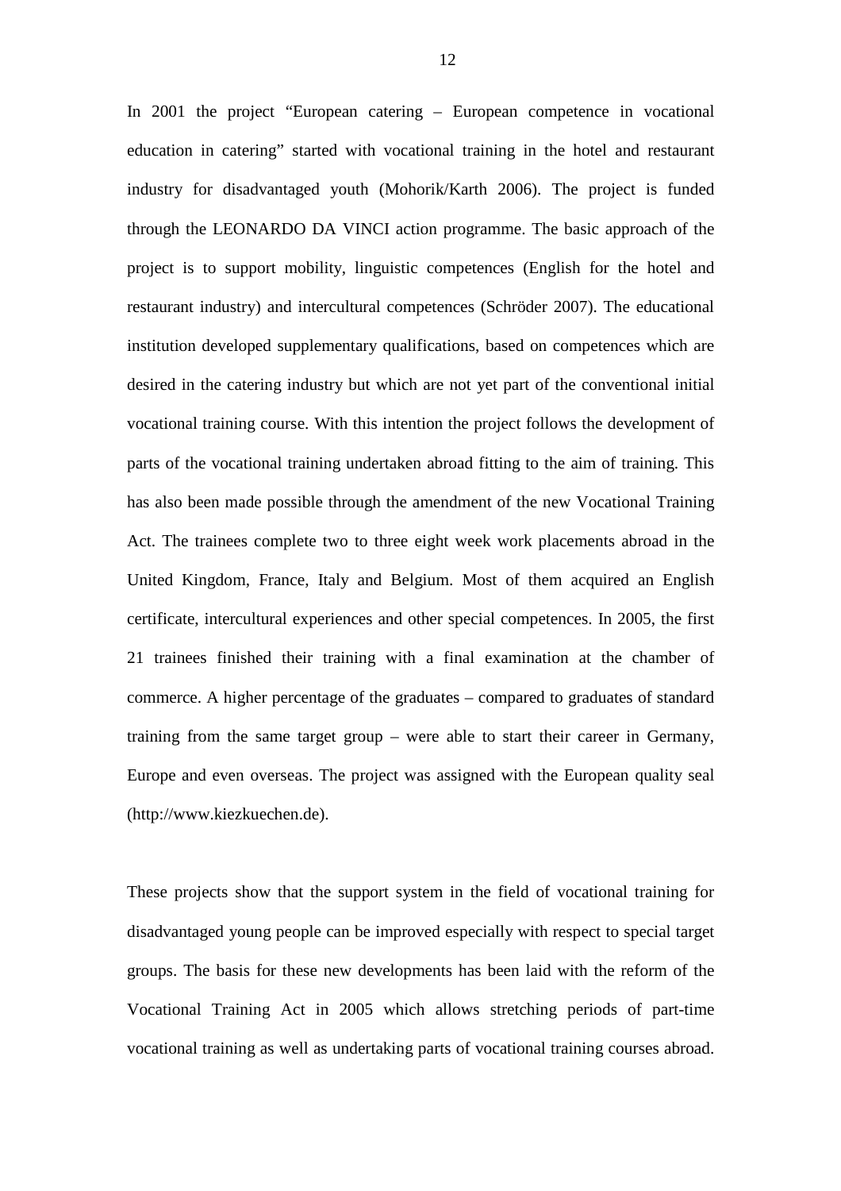In 2001 the project "European catering – European competence in vocational education in catering" started with vocational training in the hotel and restaurant industry for disadvantaged youth (Mohorik/Karth 2006). The project is funded through the LEONARDO DA VINCI action programme. The basic approach of the project is to support mobility, linguistic competences (English for the hotel and restaurant industry) and intercultural competences (Schröder 2007). The educational institution developed supplementary qualifications, based on competences which are desired in the catering industry but which are not yet part of the conventional initial vocational training course. With this intention the project follows the development of parts of the vocational training undertaken abroad fitting to the aim of training. This has also been made possible through the amendment of the new Vocational Training Act. The trainees complete two to three eight week work placements abroad in the United Kingdom, France, Italy and Belgium. Most of them acquired an English certificate, intercultural experiences and other special competences. In 2005, the first 21 trainees finished their training with a final examination at the chamber of commerce. A higher percentage of the graduates – compared to graduates of standard training from the same target group – were able to start their career in Germany, Europe and even overseas. The project was assigned with the European quality seal (http://www.kiezkuechen.de).

These projects show that the support system in the field of vocational training for disadvantaged young people can be improved especially with respect to special target groups. The basis for these new developments has been laid with the reform of the Vocational Training Act in 2005 which allows stretching periods of part-time vocational training as well as undertaking parts of vocational training courses abroad.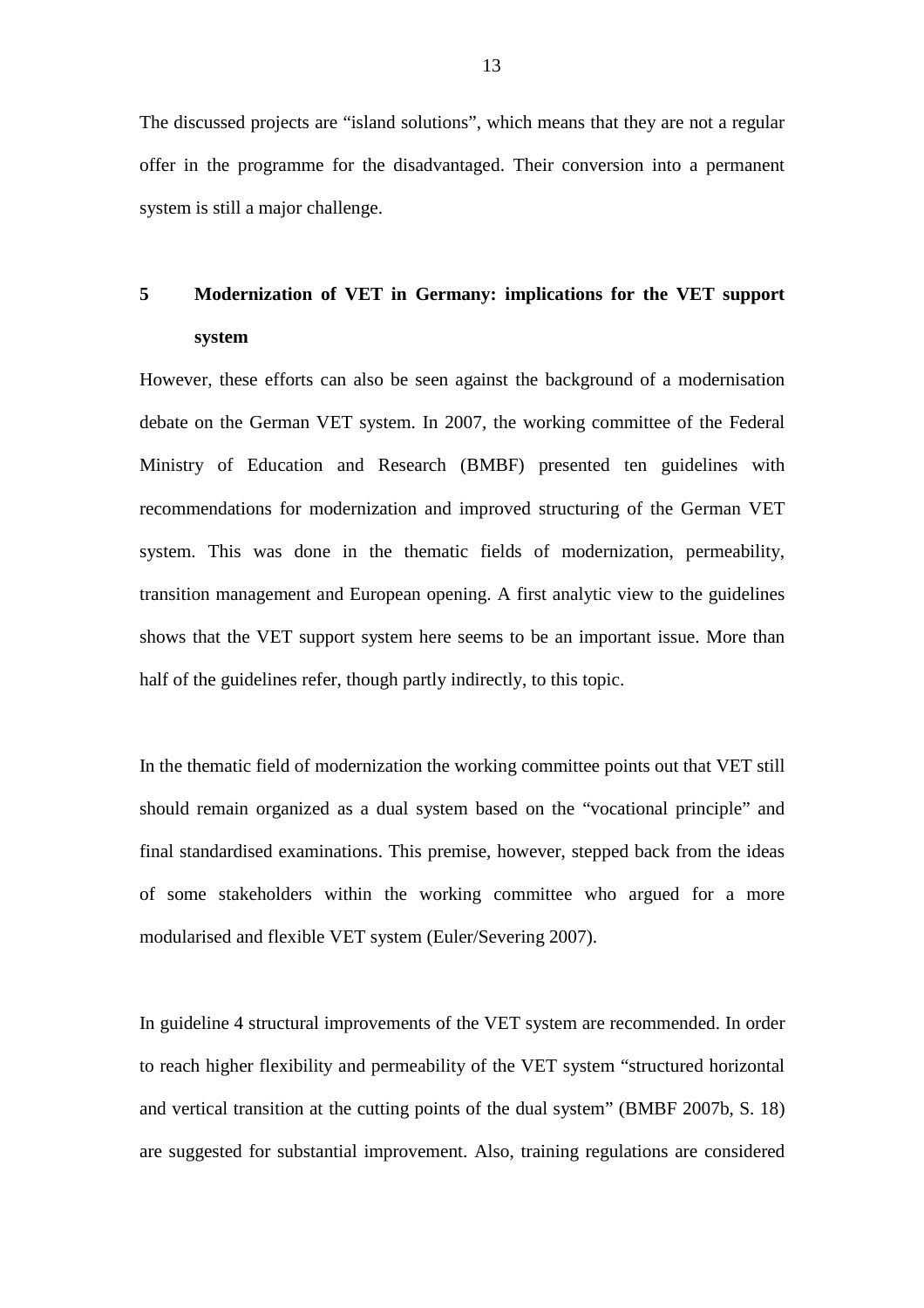The discussed projects are “island solutions”, which means that they are not a regular offer in the programme for the disadvantaged. Their conversion into a permanent system is still a major challenge.

## 5 Modernization of VET in Germany: implications for the VET support system

However, these efforts can also be seen against the background of a modernisation debate on the German VET system. In 2007, the working committee of the Federal Ministry of Education and Research (BMBF) presented ten guidelines with recommendations for modernization and improved structuring of the German VET system. This was done in the thematic fields of modernization, permeability, transition management and European opening. A first analytic view to the guidelines shows that the VET support system here seems to be an important issue. More than half of the guidelines refer, though partly indirectly, to this topic.

In the thematic field of modernization the working committee points out that VET still should remain organized as a dual system based on the “vocational principle” and final standardised examinations. This premise, however, stepped back from the ideas of some stakeholders within the working committee who argued for a more modularised and flexible VET system (Euler/Severing 2007).

In guideline 4 structural improvements of the VET system are recommended. In order to reach higher flexibility and permeability of the VET system “structured horizontal and vertical transition at the cutting points of the dual system” (BMBF 2007b, S. 18) are suggested for substantial improvement. Also, training regulations are considered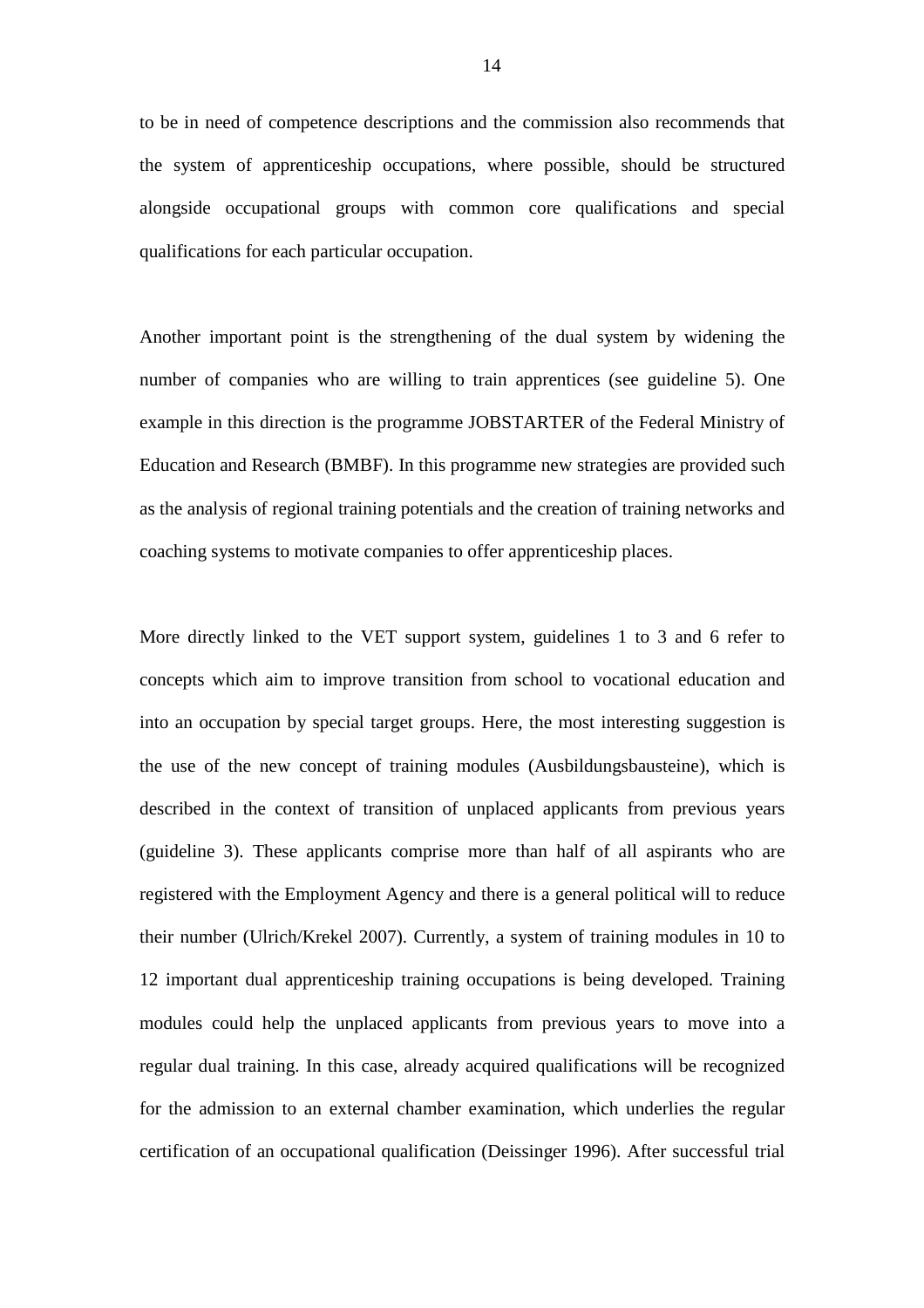to be in need of competence descriptions and the commission also recommends that the system of apprenticeship occupations, where possible, should be structured alongside occupational groups with common core qualifications and special qualifications for each particular occupation.

Another important point is the strengthening of the dual system by widening the number of companies who are willing to train apprentices (see guideline 5). One example in this direction is the programme JOBSTARTER of the Federal Ministry of Education and Research (BMBF). In this programme new strategies are provided such as the analysis of regional training potentials and the creation of training networks and coaching systems to motivate companies to offer apprenticeship places.

More directly linked to the VET support system, guidelines 1 to 3 and 6 refer to concepts which aim to improve transition from school to vocational education and into an occupation by special target groups. Here, the most interesting suggestion is the use of the new concept of training modules (Ausbildungsbausteine), which is described in the context of transition of unplaced applicants from previous years (guideline 3). These applicants comprise more than half of all aspirants who are registered with the Employment Agency and there is a general political will to reduce their number (Ulrich/Krekel 2007). Currently, a system of training modules in 10 to 12 important dual apprenticeship training occupations is being developed. Training modules could help the unplaced applicants from previous years to move into a regular dual training. In this case, already acquired qualifications will be recognized for the admission to an external chamber examination, which underlies the regular certification of an occupational qualification (Deissinger 1996). After successful trial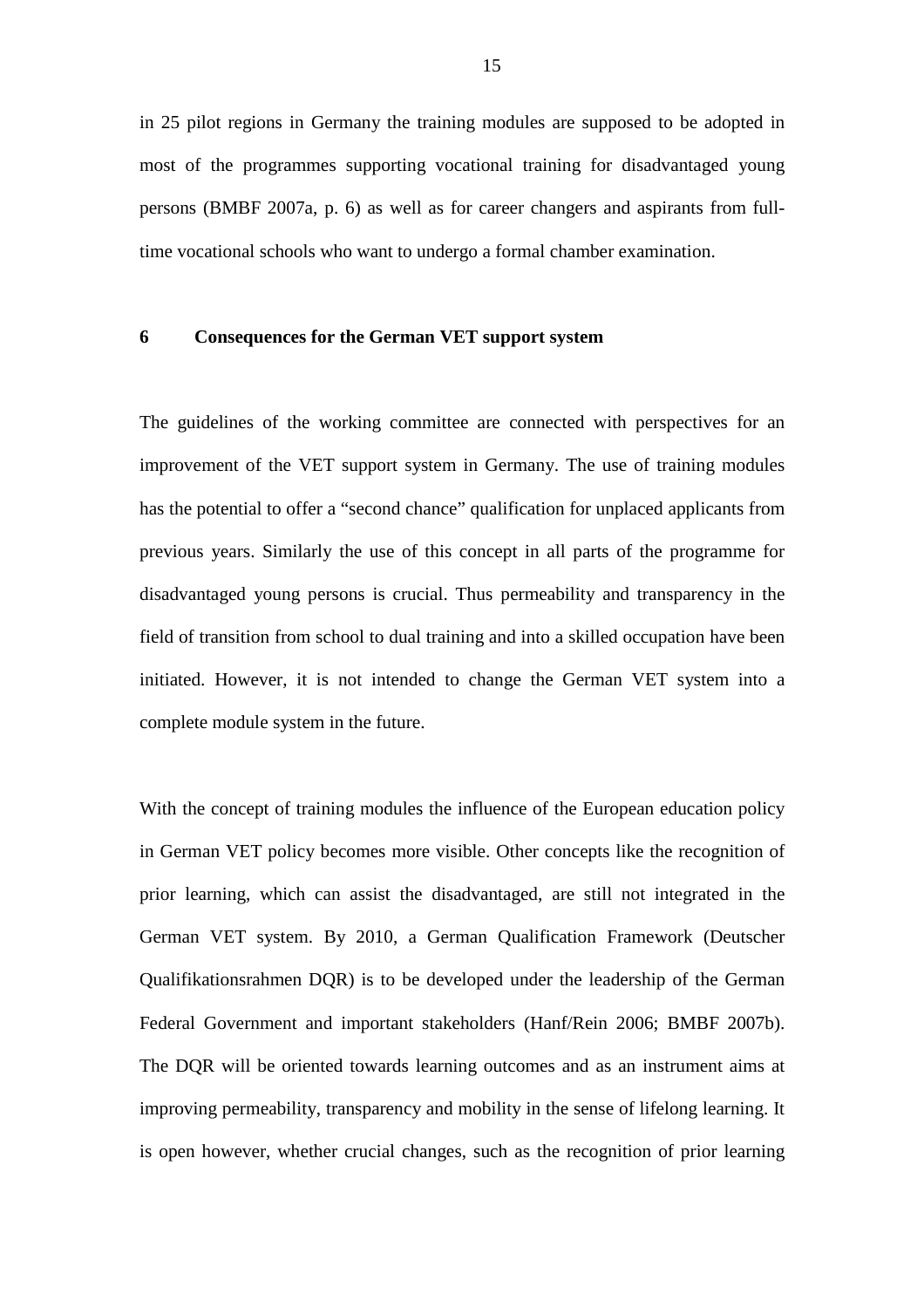in 25 pilot regions in Germany the training modules are supposed to be adopted in most of the programmes supporting vocational training for disadvantaged young persons (BMBF 2007a, p. 6) as well as for career changers and aspirants from full-time vocational schools who want to undergo a formal chamber examination.

## 6 Consequences for the German VET support system

The guidelines of the working committee are connected with perspectives for an improvement of the VET support system in Germany. The use of training modules has the potential to offer a "second chance" qualification for unplaced applicants from previous years. Similarly the use of this concept in all parts of the programme for disadvantaged young persons is crucial. Thus permeability and transparency in the field of transition from school to dual training and into a skilled occupation have been initiated. However, it is not intended to change the German VET system into a complete module system in the future.

With the concept of training modules the influence of the European education policy in German VET policy becomes more visible. Other concepts like the recognition of prior learning, which can assist the disadvantaged, are still not integrated in the German VET system. By 2010, a German Qualification Framework (Deutscher Qualifikationsrahmen DQR) is to be developed under the leadership of the German Federal Government and important stakeholders (Hanf/Rein 2006; BMBF 2007b). The DQR will be oriented towards learning outcomes and as an instrument aims at improving permeability, transparency and mobility in the sense of lifelong learning. It is open however, whether crucial changes, such as the recognition of prior learning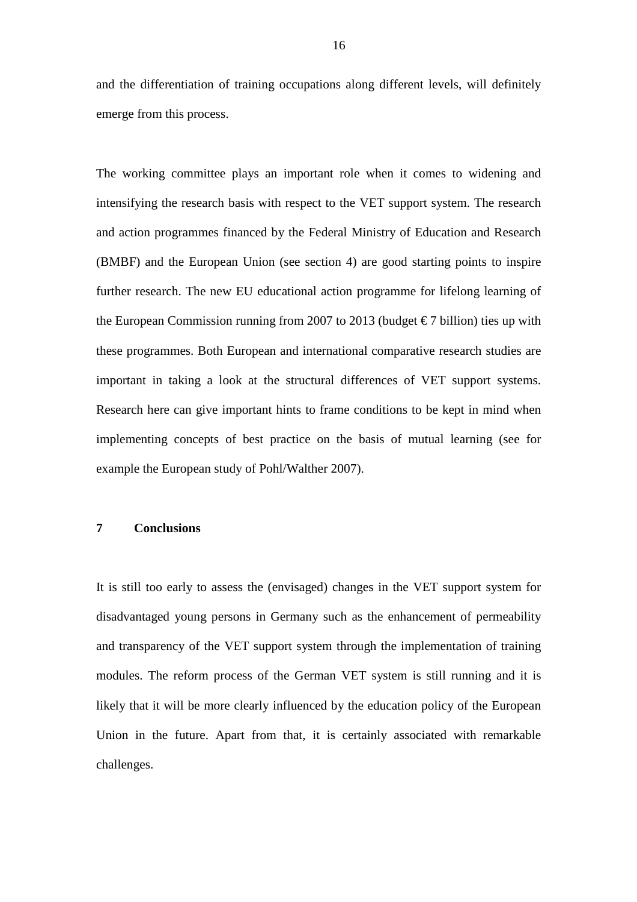and the differentiation of training occupations along different levels, will definitely emerge from this process.

The working committee plays an important role when it comes to widening and intensifying the research basis with respect to the VET support system. The research and action programmes financed by the Federal Ministry of Education and Research (BMBF) and the European Union (see section 4) are good starting points to inspire further research. The new EU educational action programme for lifelong learning of the European Commission running from 2007 to 2013 (budget € 7 billion) ties up with these programmes. Both European and international comparative research studies are important in taking a look at the structural differences of VET support systems. Research here can give important hints to frame conditions to be kept in mind when implementing concepts of best practice on the basis of mutual learning (see for example the European study of Pohl/Walther 2007).

## 7 Conclusions

It is still too early to assess the (envisaged) changes in the VET support system for disadvantaged young persons in Germany such as the enhancement of permeability and transparency of the VET support system through the implementation of training modules. The reform process of the German VET system is still running and it is likely that it will be more clearly influenced by the education policy of the European Union in the future. Apart from that, it is certainly associated with remarkable challenges.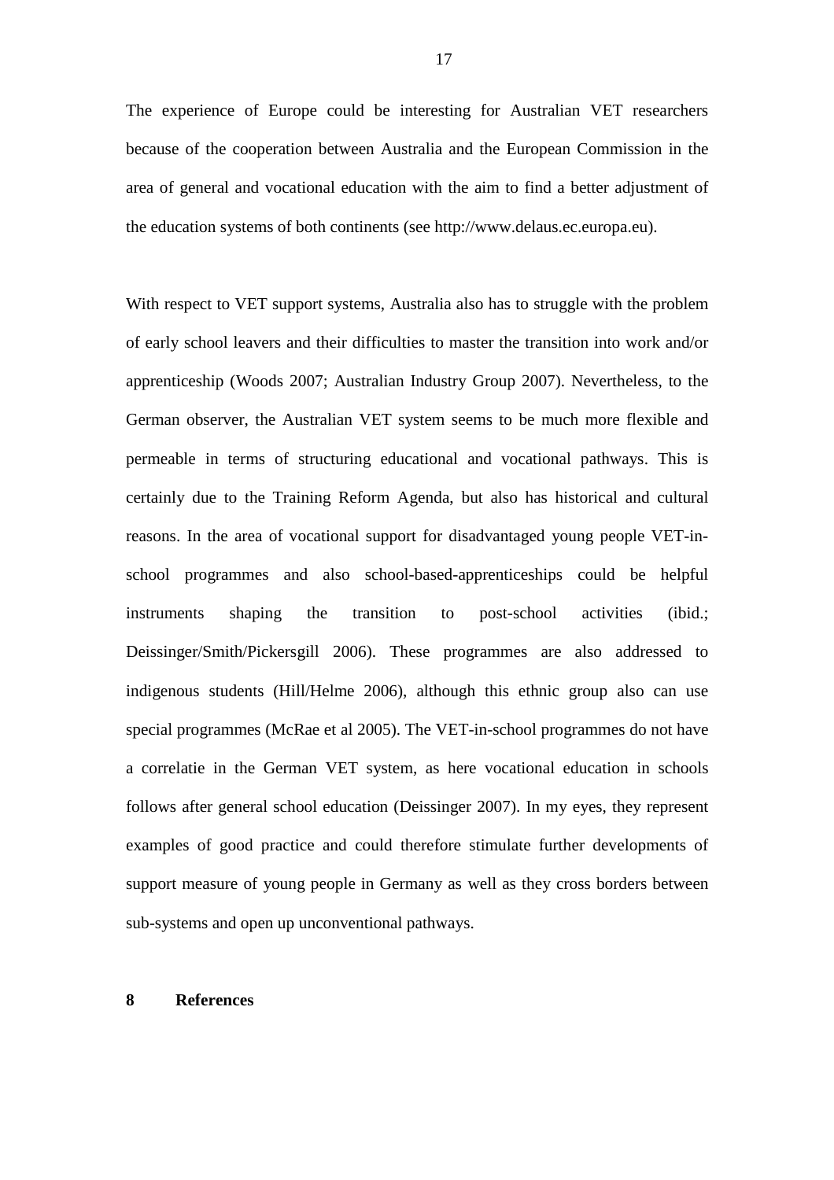The experience of Europe could be interesting for Australian VET researchers because of the cooperation between Australia and the European Commission in the area of general and vocational education with the aim to find a better adjustment of the education systems of both continents (see http://www.delaus.ec.europa.eu).

With respect to VET support systems, Australia also has to struggle with the problem of early school leavers and their difficulties to master the transition into work and/or apprenticeship (Woods 2007; Australian Industry Group 2007). Nevertheless, to the German observer, the Australian VET system seems to be much more flexible and permeable in terms of structuring educational and vocational pathways. This is certainly due to the Training Reform Agenda, but also has historical and cultural reasons. In the area of vocational support for disadvantaged young people VET-in-school programmes and also school-based-apprenticeships could be helpful instruments shaping the transition to post-school activities (ibid.; Deissinger/Smith/Pickersgill 2006). These programmes are also addressed to indigenous students (Hill/Helme 2006), although this ethnic group also can use special programmes (McRae et al 2005). The VET-in-school programmes do not have a correlatie in the German VET system, as here vocational education in schools follows after general school education (Deissinger 2007). In my eyes, they represent examples of good practice and could therefore stimulate further developments of support measure of young people in Germany as well as they cross borders between sub-systems and open up unconventional pathways.

# 8 References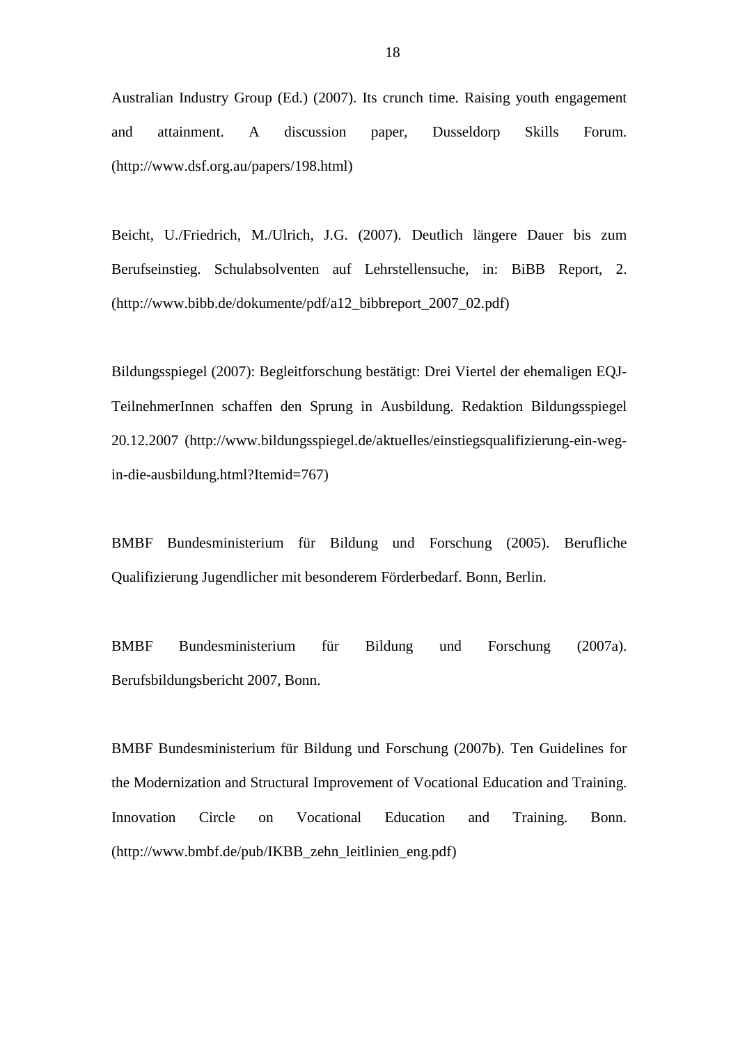Australian Industry Group (Ed.) (2007). Its crunch time. Raising youth engagement and attainment. A discussion paper, Dusseldorp Skills Forum. (http://www.dsf.org.au/papers/198.html)

Beicht, U./Friedrich, M./Ulrich, J.G. (2007). Deutlich längere Dauer bis zum Berufseinstieg. Schulabsolventen auf Lehrstellensuche, in: BiBB Report, 2. (http://www.bibb.de/dokumente/pdf/a12_bibbreport_2007_02.pdf)

Bildungsspiegel (2007): Begleitforschung bestätigt: Drei Viertel der ehemaligen EQJ-TeilnehmerInnen schaffen den Sprung in Ausbildung. Redaktion Bildungsspiegel 20.12.2007 (http://www.bildungsspiegel.de/aktuelles/einstiegsqualifizierung-ein-weg-in-die-ausbildung.html?Itemid=767)

BMBF Bundesministerium für Bildung und Forschung (2005). Berufliche Qualifizierung Jugendlicher mit besonderem Förderbedarf. Bonn, Berlin.

BMBF Bundesministerium für Bildung und Forschung (2007a). Berufsbildungsbericht 2007, Bonn.

BMBF Bundesministerium für Bildung und Forschung (2007b). Ten Guidelines for the Modernization and Structural Improvement of Vocational Education and Training. Innovation Circle on Vocational Education and Training. Bonn. (http://www.bmbf.de/pub/IKBB_zehn_leitlinien_eng.pdf)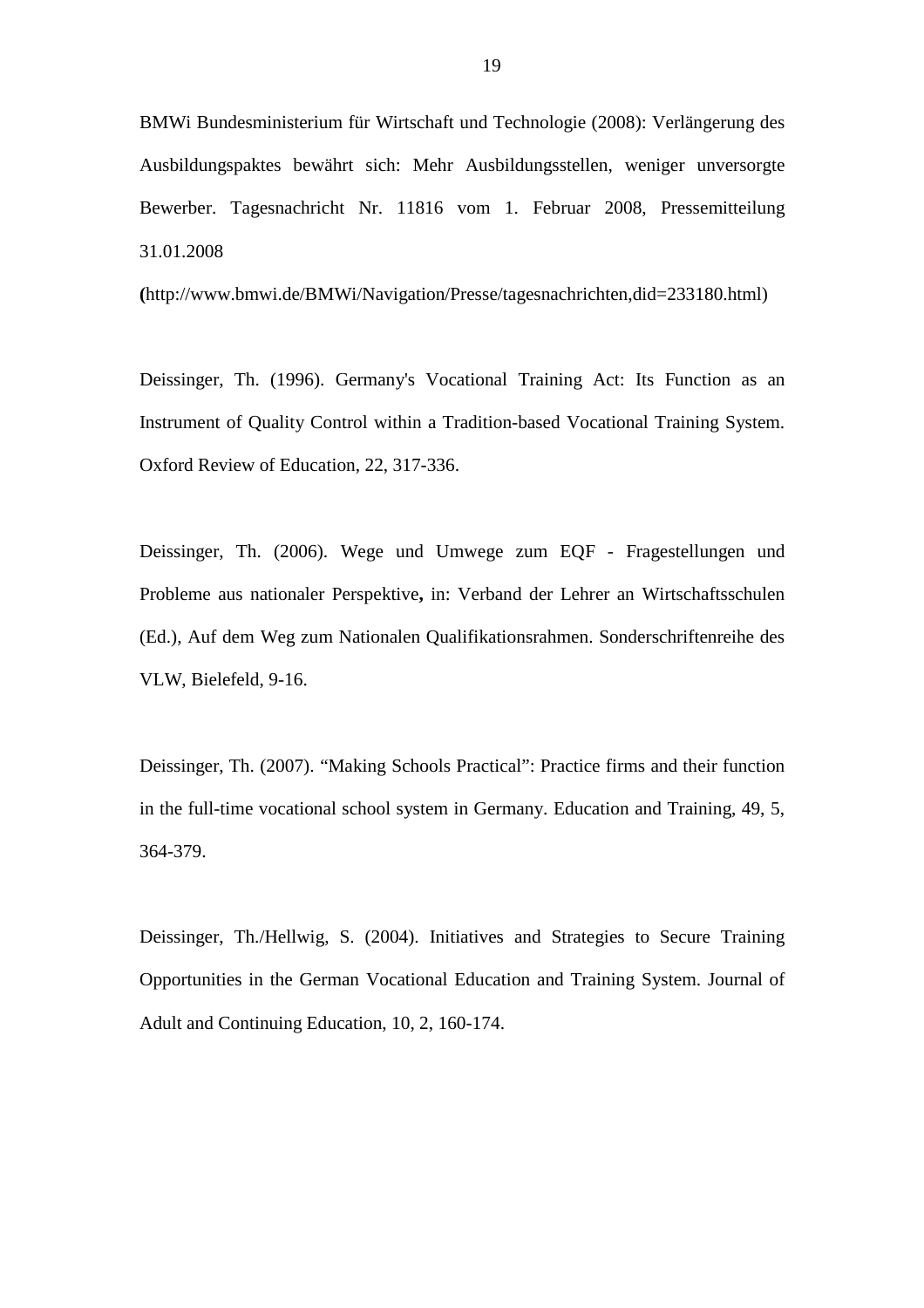BMWi Bundesministerium für Wirtschaft und Technologie (2008): Verlängerung des Ausbildungspaktes bewährt sich: Mehr Ausbildungsstellen, weniger unversorgte Bewerber. Tagesnachricht Nr. 11816 vom 1. Februar 2008, Pressemitteilung 31.01.2008

**(**http://www.bmwi.de/BMWi/Navigation/Presse/tagesnachrichten,did=233180.html)

Deissinger, Th. (1996). Germany's Vocational Training Act: Its Function as an Instrument of Quality Control within a Tradition-based Vocational Training System. Oxford Review of Education, 22, 317-336.

Deissinger, Th. (2006). Wege und Umwege zum EQF - Fragestellungen und Probleme aus nationaler Perspektive**,** in: Verband der Lehrer an Wirtschaftsschulen (Ed.), Auf dem Weg zum Nationalen Qualifikationsrahmen. Sonderschriftenreihe des VLW, Bielefeld, 9-16.

Deissinger, Th. (2007). "Making Schools Practical": Practice firms and their function in the full-time vocational school system in Germany. Education and Training, 49, 5, 364-379.

Deissinger, Th./Hellwig, S. (2004). Initiatives and Strategies to Secure Training Opportunities in the German Vocational Education and Training System. Journal of Adult and Continuing Education, 10, 2, 160-174.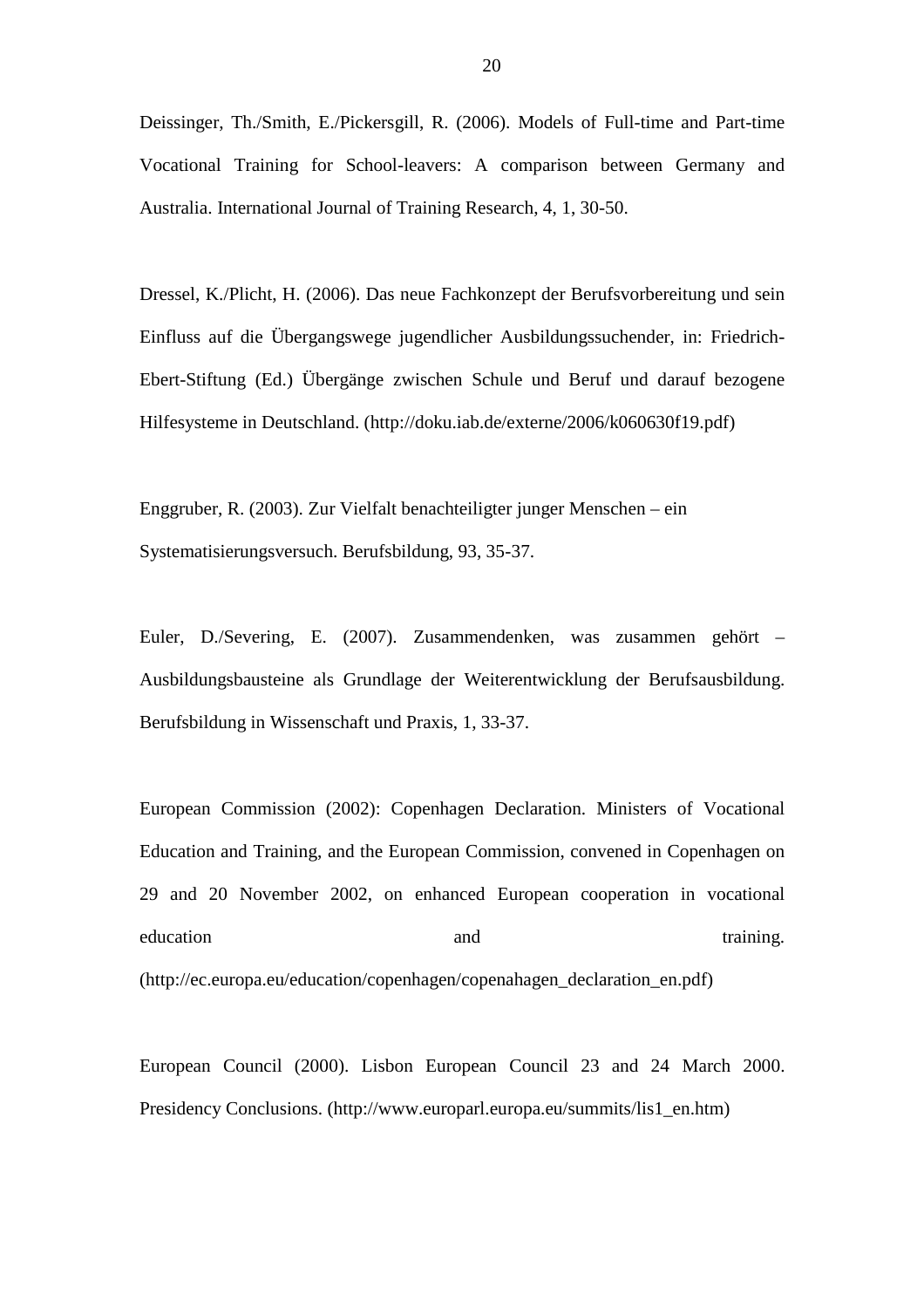Deissinger, Th./Smith, E./Pickersgill, R. (2006). Models of Full-time and Part-time Vocational Training for School-leavers: A comparison between Germany and Australia. International Journal of Training Research, 4, 1, 30-50.

Dressel, K./Plicht, H. (2006). Das neue Fachkonzept der Berufsvorbereitung und sein Einfluss auf die Übergangswege jugendlicher Ausbildungssuchender, in: Friedrich-Ebert-Stiftung (Ed.) Übergänge zwischen Schule und Beruf und darauf bezogene Hilfesysteme in Deutschland. (http://doku.iab.de/externe/2006/k060630f19.pdf)

Enggruber, R. (2003). Zur Vielfalt benachteiligter junger Menschen – ein Systematisierungsversuch. Berufsbildung, 93, 35-37.

Euler, D./Severing, E. (2007). Zusammendenken, was zusammen gehört – Ausbildungsbausteine als Grundlage der Weiterentwicklung der Berufsausbildung. Berufsbildung in Wissenschaft und Praxis, 1, 33-37.

European Commission (2002): Copenhagen Declaration. Ministers of Vocational Education and Training, and the European Commission, convened in Copenhagen on 29 and 20 November 2002, on enhanced European cooperation in vocational education and training. (http://ec.europa.eu/education/copenhagen/copenahagen_declaration_en.pdf)

European Council (2000). Lisbon European Council 23 and 24 March 2000. Presidency Conclusions. (http://www.europarl.europa.eu/summits/lis1_en.htm)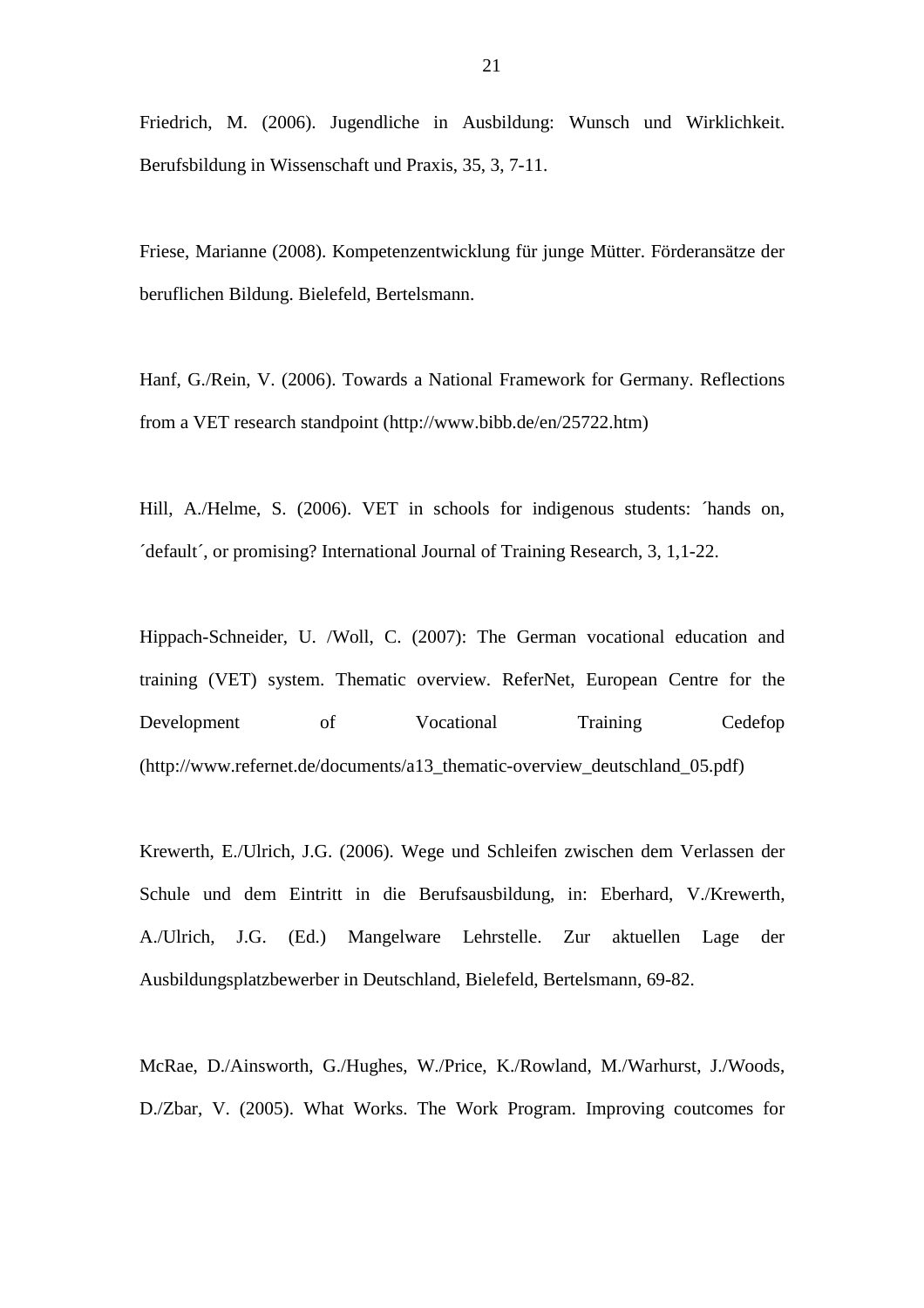Friedrich, M. (2006). Jugendliche in Ausbildung: Wunsch und Wirklichkeit. Berufsbildung in Wissenschaft und Praxis, 35, 3, 7-11.

Friese, Marianne (2008). Kompetenzentwicklung für junge Mütter. Förderansätze der beruflichen Bildung. Bielefeld, Bertelsmann.

Hanf, G./Rein, V. (2006). Towards a National Framework for Germany. Reflections from a VET research standpoint (http://www.bibb.de/en/25722.htm)

Hill, A./Helme, S. (2006). VET in schools for indigenous students: ´hands on, ´default´, or promising? International Journal of Training Research, 3, 1,1-22.

Hippach-Schneider, U. /Woll, C. (2007): The German vocational education and training (VET) system. Thematic overview. ReferNet, European Centre for the Development of Vocational Training Cedefop (http://www.refernet.de/documents/a13_thematic-overview_deutschland_05.pdf)

Krewerth, E./Ulrich, J.G. (2006). Wege und Schleifen zwischen dem Verlassen der Schule und dem Eintritt in die Berufsausbildung, in: Eberhard, V./Krewerth, A./Ulrich, J.G. (Ed.) Mangelware Lehrstelle. Zur aktuellen Lage der Ausbildungsplatzbewerber in Deutschland, Bielefeld, Bertelsmann, 69-82.

McRae, D./Ainsworth, G./Hughes, W./Price, K./Rowland, M./Warhurst, J./Woods, D./Zbar, V. (2005). What Works. The Work Program. Improving coutcomes for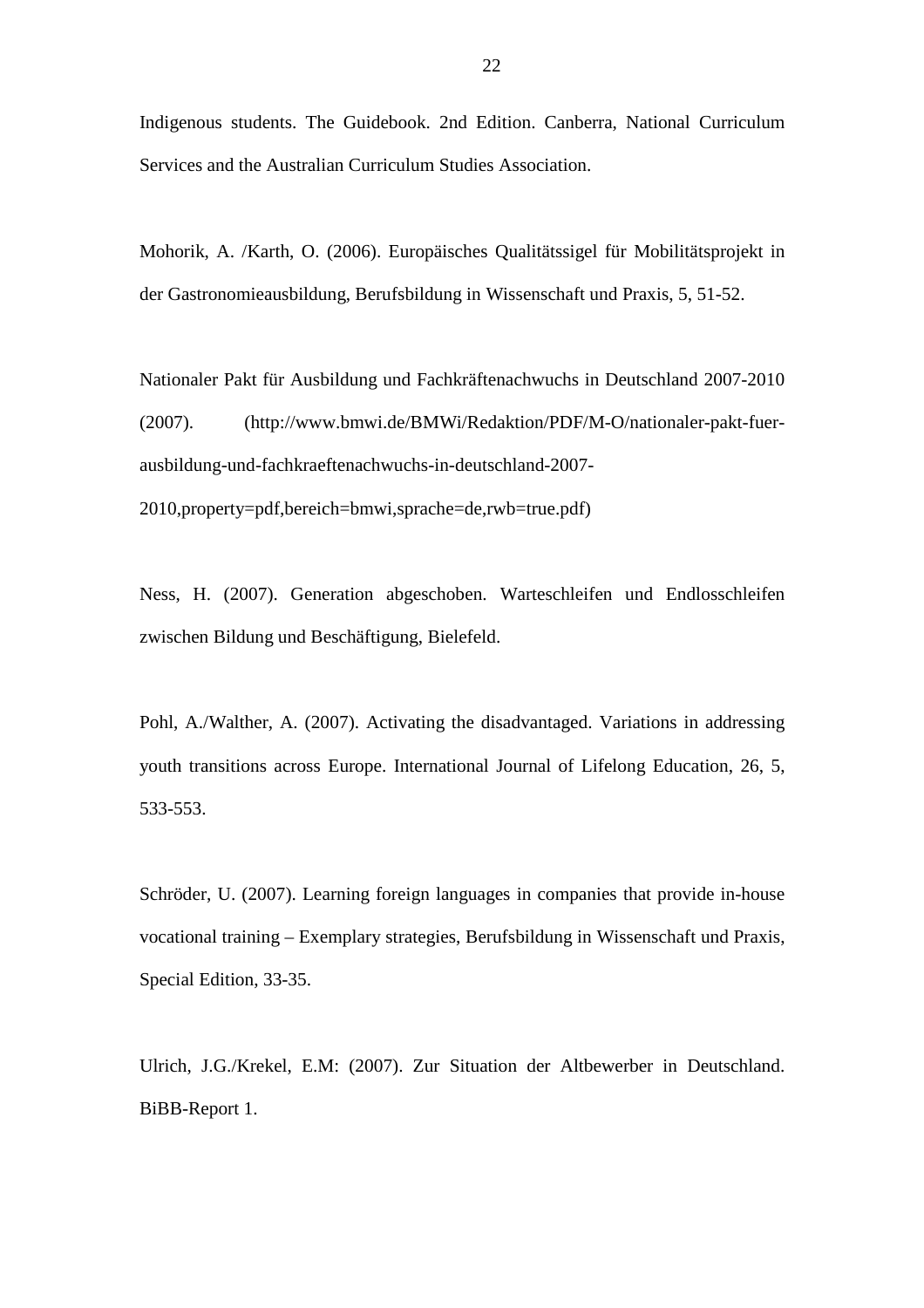Indigenous students. The Guidebook. 2nd Edition. Canberra, National Curriculum Services and the Australian Curriculum Studies Association.

Mohorik, A. /Karth, O. (2006). Europäisches Qualitätssigel für Mobilitätsprojekt in der Gastronomieausbildung, Berufsbildung in Wissenschaft und Praxis, 5, 51-52.

Nationaler Pakt für Ausbildung und Fachkräftenachwuchs in Deutschland 2007-2010 (2007). (http://www.bmwi.de/BMWi/Redaktion/PDF/M-O/nationaler-pakt-fuer-ausbildung-und-fachkraeftenachwuchs-in-deutschland-2007-2010,property=pdf,bereich=bmwi,sprache=de,rwb=true.pdf)

Ness, H. (2007). Generation abgeschoben. Warteschleifen und Endlosschleifen zwischen Bildung und Beschäftigung, Bielefeld.

Pohl, A./Walther, A. (2007). Activating the disadvantaged. Variations in addressing youth transitions across Europe. International Journal of Lifelong Education, 26, 5, 533-553.

Schröder, U. (2007). Learning foreign languages in companies that provide in-house vocational training – Exemplary strategies, Berufsbildung in Wissenschaft und Praxis, Special Edition, 33-35.

Ulrich, J.G./Krekel, E.M: (2007). Zur Situation der Altbewerber in Deutschland. BiBB-Report 1.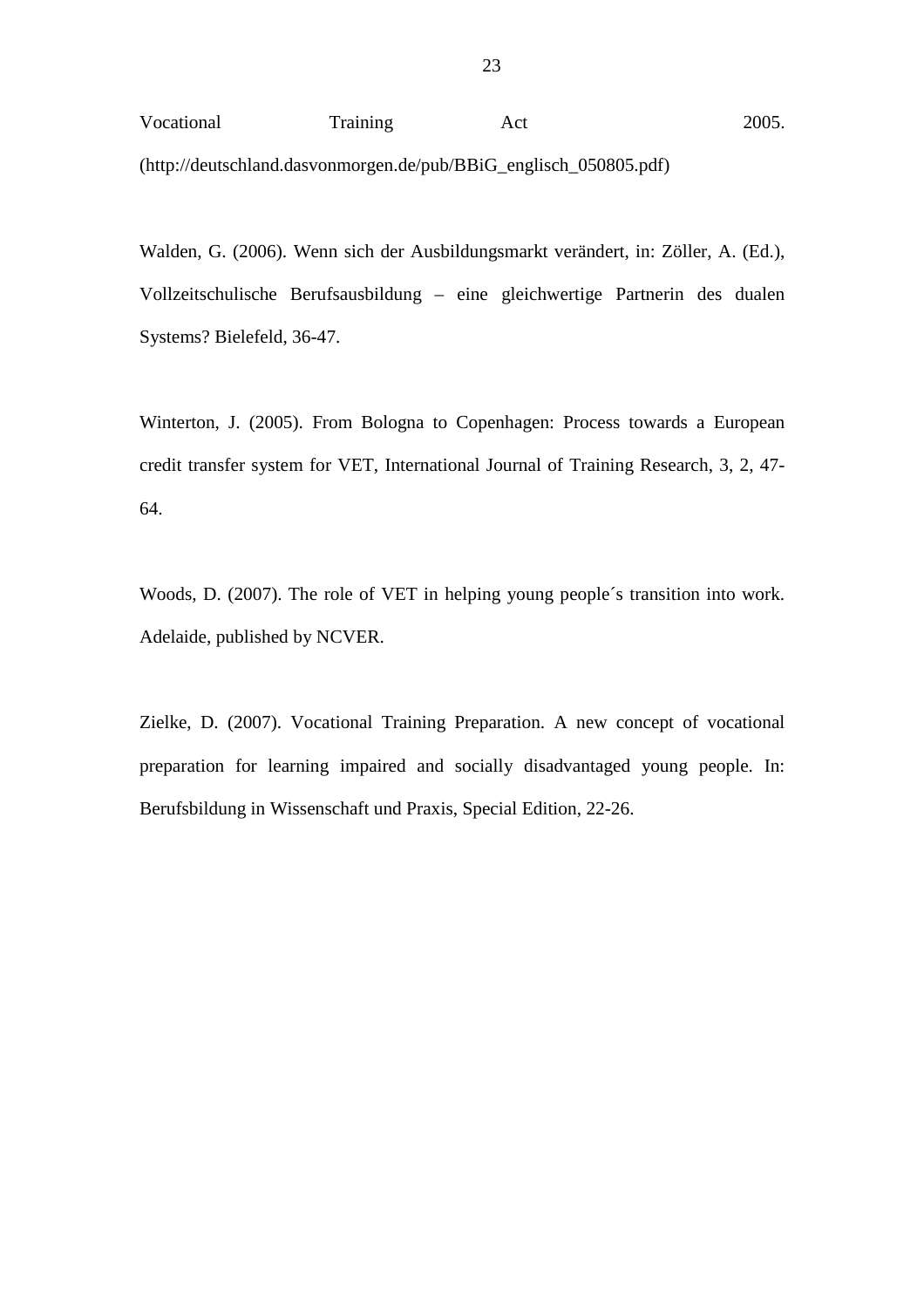Vocational Training Act 2005. (http://deutschland.dasvonmorgen.de/pub/BBiG_englisch_050805.pdf)

Walden, G. (2006). Wenn sich der Ausbildungsmarkt verändert, in: Zöller, A. (Ed.), Vollzeitschulische Berufsausbildung – eine gleichwertige Partnerin des dualen Systems? Bielefeld, 36-47.

Winterton, J. (2005). From Bologna to Copenhagen: Process towards a European credit transfer system for VET, International Journal of Training Research, 3, 2, 47-64.

Woods, D. (2007). The role of VET in helping young people´s transition into work. Adelaide, published by NCVER.

Zielke, D. (2007). Vocational Training Preparation. A new concept of vocational preparation for learning impaired and socially disadvantaged young people. In: Berufsbildung in Wissenschaft und Praxis, Special Edition, 22-26.